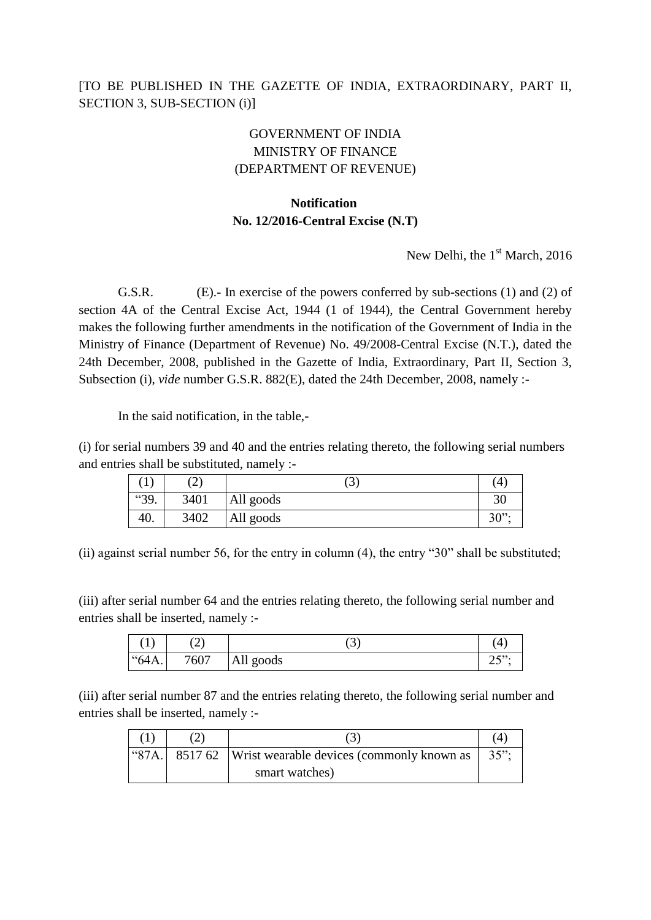[TO BE PUBLISHED IN THE GAZETTE OF INDIA, EXTRAORDINARY, PART II, SECTION 3, SUB-SECTION (i)]

GOVERNMENT OF INDIA
MINISTRY OF FINANCE
(DEPARTMENT OF REVENUE)

**Notification**
**No. 12/2016-Central Excise (N.T)**

New Delhi, the 1st March, 2016

G.S.R. (E).- In exercise of the powers conferred by sub-sections (1) and (2) of section 4A of the Central Excise Act, 1944 (1 of 1944), the Central Government hereby makes the following further amendments in the notification of the Government of India in the Ministry of Finance (Department of Revenue) No. 49/2008-Central Excise (N.T.), dated the 24th December, 2008, published in the Gazette of India, Extraordinary, Part II, Section 3, Subsection (i), *vide* number G.S.R. 882(E), dated the 24th December, 2008, namely :-

In the said notification, in the table,-

(i) for serial numbers 39 and 40 and the entries relating thereto, the following serial numbers and entries shall be substituted, namely :-

| (1) | (2) | (3) | (4) |
|---|---|---|---|
| "39. | 3401 | All goods | 30 |
| 40. | 3402 | All goods | 30"; |

(ii) against serial number 56, for the entry in column (4), the entry "30" shall be substituted;

(iii) after serial number 64 and the entries relating thereto, the following serial number and entries shall be inserted, namely :-

| (1) | (2) | (3) | (4) |
|---|---|---|---|
| "64A. | 7607 | All goods | 25"; |

(iii) after serial number 87 and the entries relating thereto, the following serial number and entries shall be inserted, namely :-

| (1) | (2) | (3) | (4) |
|---|---|---|---|
| "87A. | 8517 62 | Wrist wearable devices (commonly known as smart watches) | 35"; |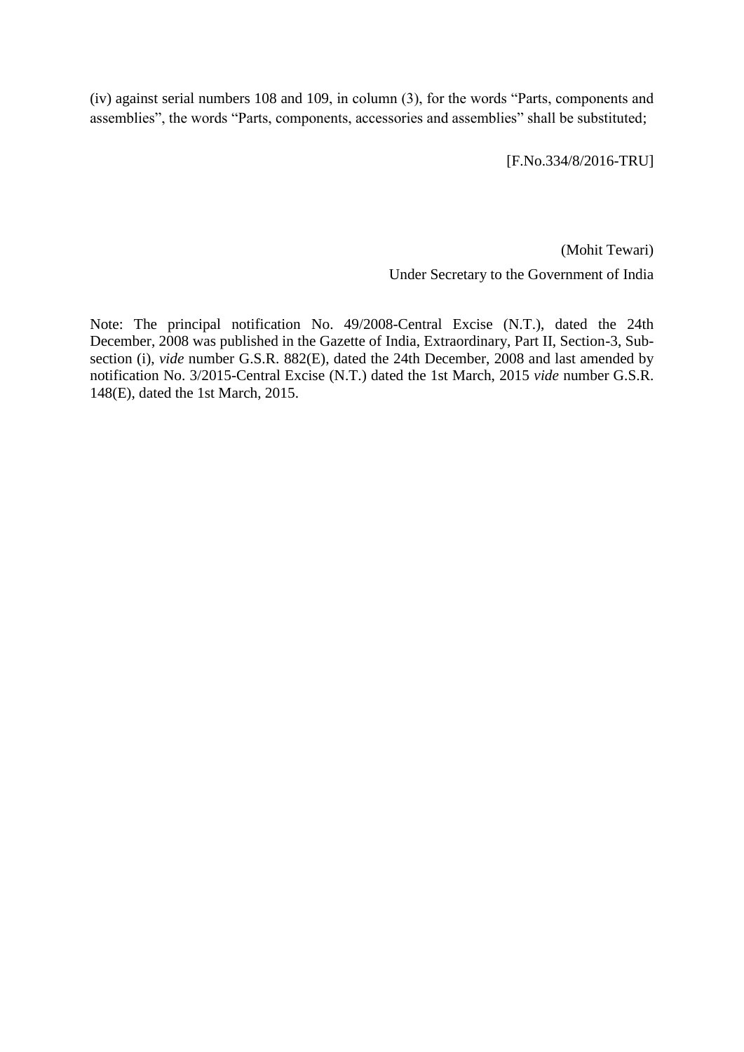(iv) against serial numbers 108 and 109, in column (3), for the words "Parts, components and assemblies", the words "Parts, components, accessories and assemblies" shall be substituted;

[F.No.334/8/2016-TRU]

(Mohit Tewari)

Under Secretary to the Government of India

Note: The principal notification No. 49/2008-Central Excise (N.T.), dated the 24th December, 2008 was published in the Gazette of India, Extraordinary, Part II, Section-3, Sub-section (i), *vide* number G.S.R. 882(E), dated the 24th December, 2008 and last amended by notification No. 3/2015-Central Excise (N.T.) dated the 1st March, 2015 *vide* number G.S.R. 148(E), dated the 1st March, 2015.